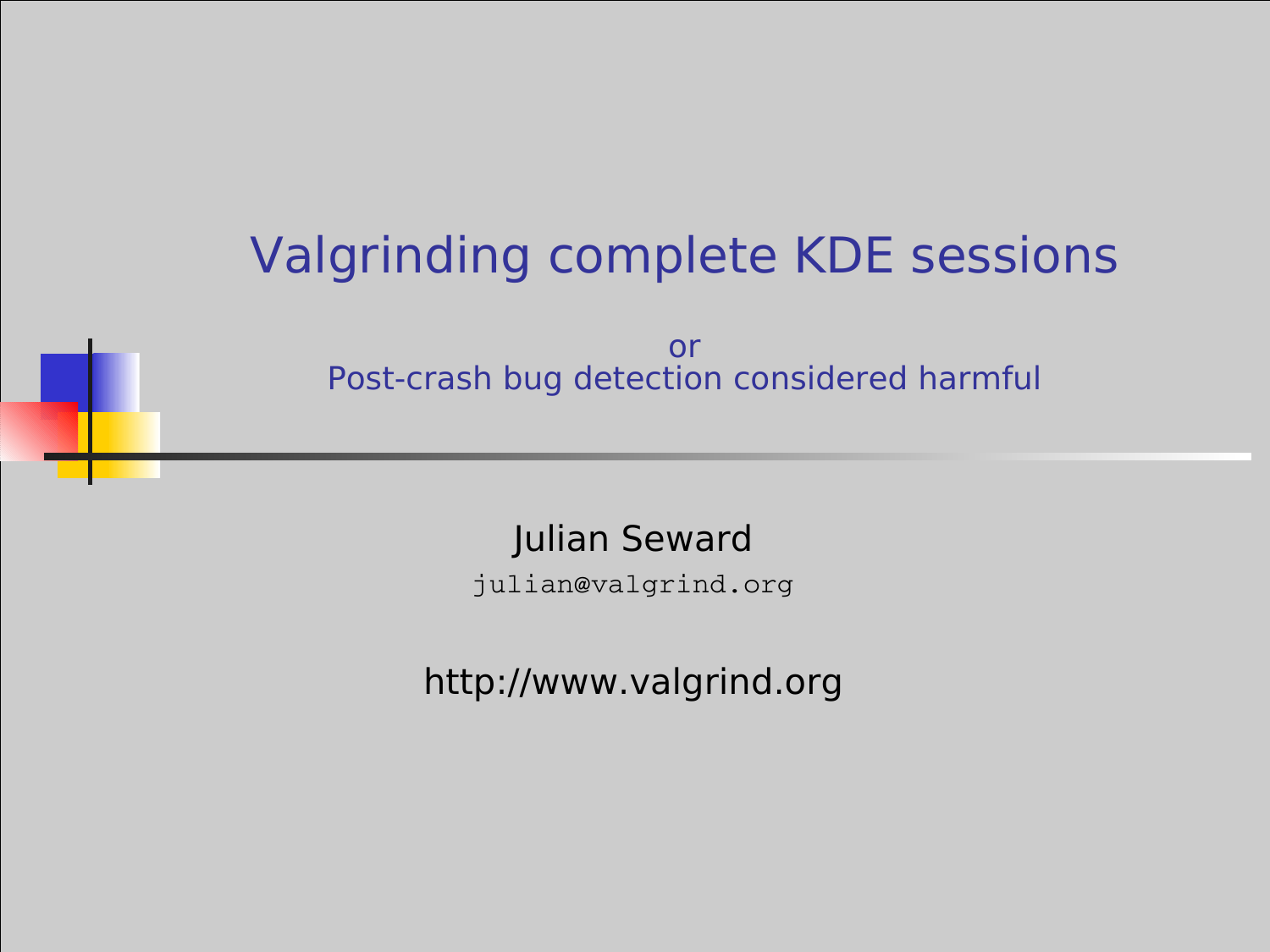# Valgrinding complete KDE sessions

or
Post-crash bug detection considered harmful

Julian Seward

julian@valgrind.org

http://www.valgrind.org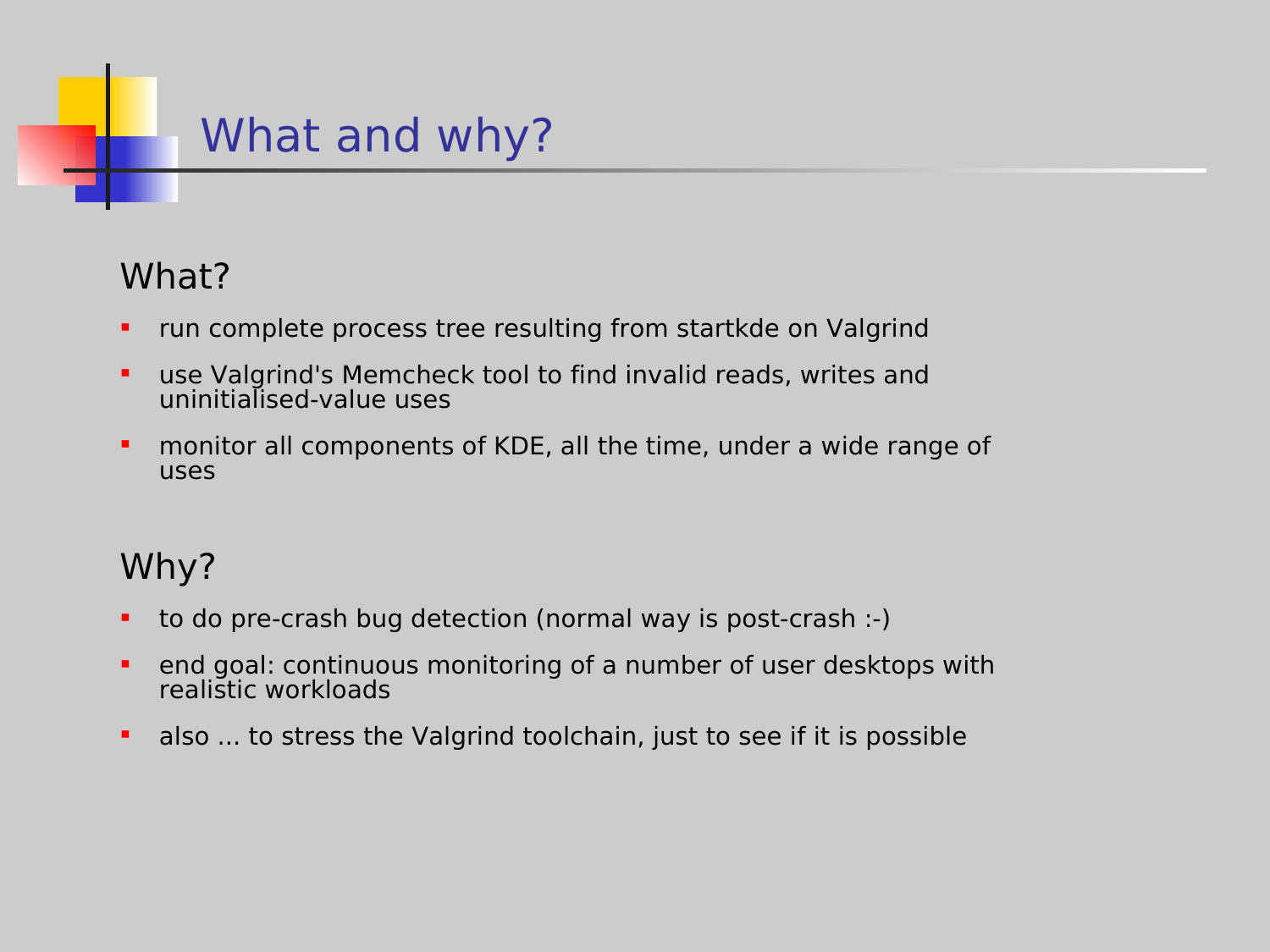# What and why?

## What?

- run complete process tree resulting from startkde on Valgrind
- use Valgrind's Memcheck tool to find invalid reads, writes and uninitialised-value uses
- monitor all components of KDE, all the time, under a wide range of uses

## Why?

- to do pre-crash bug detection (normal way is post-crash :-)
- end goal: continuous monitoring of a number of user desktops with realistic workloads
- also ... to stress the Valgrind toolchain, just to see if it is possible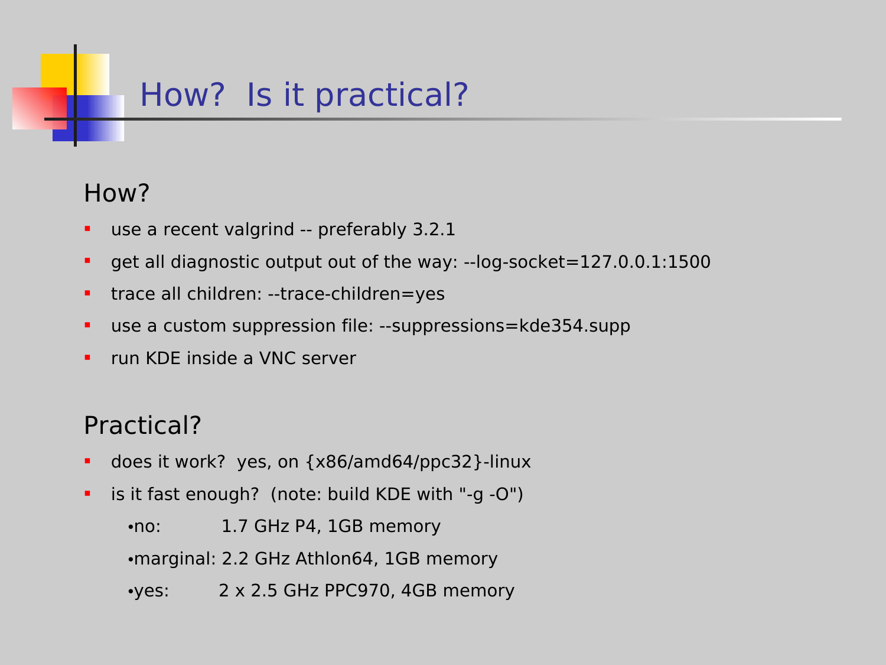# How? Is it practical?

## How?

- use a recent valgrind -- preferably 3.2.1
- get all diagnostic output out of the way: --log-socket=127.0.0.1:1500
- trace all children: --trace-children=yes
- use a custom suppression file: --suppressions=kde354.supp
- run KDE inside a VNC server

## Practical?

- does it work? yes, on {x86/amd64/ppc32}-linux
- is it fast enough? (note: build KDE with "-g -O")
  - no: 1.7 GHz P4, 1GB memory
  - marginal: 2.2 GHz Athlon64, 1GB memory
  - yes: 2 x 2.5 GHz PPC970, 4GB memory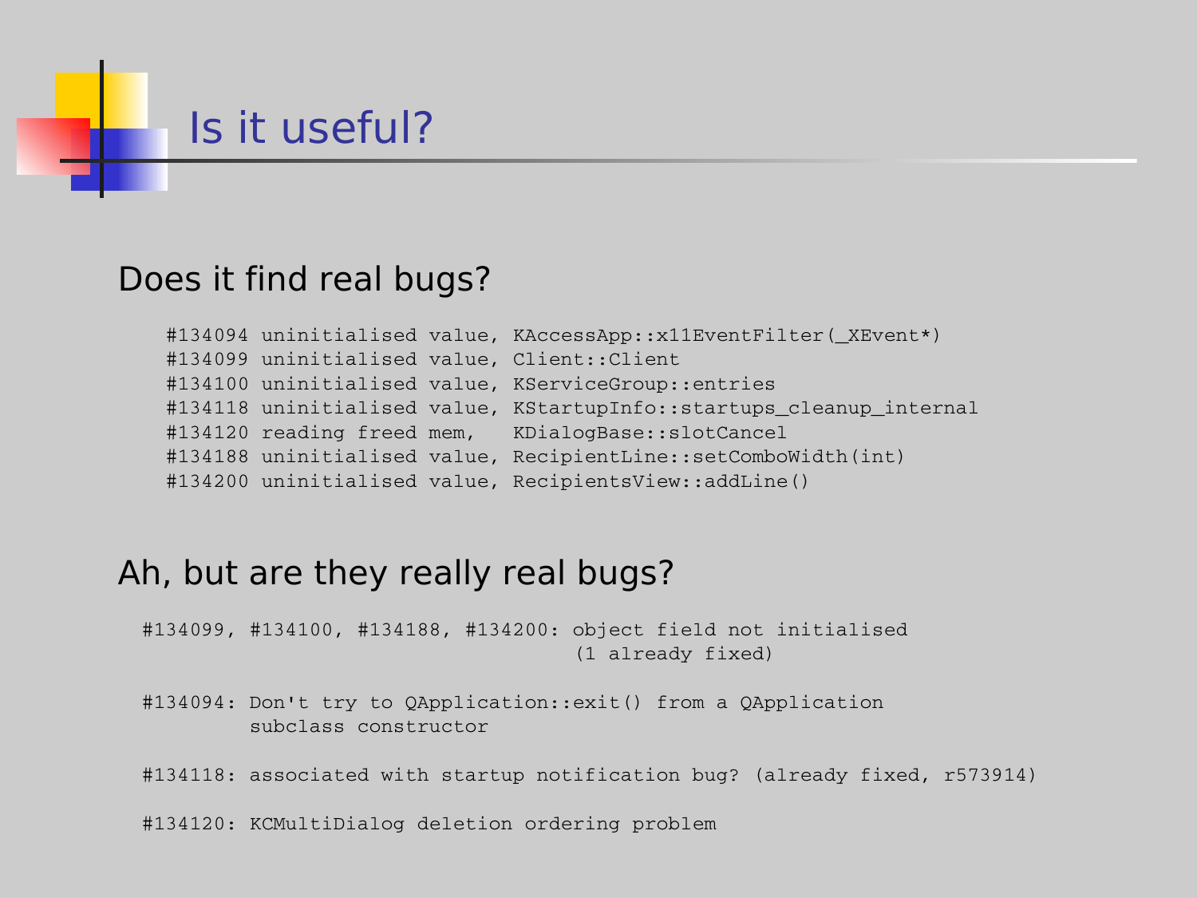# Is it useful?

## Does it find real bugs?

```
#134094 uninitialised value, KAccessApp::x11EventFilter(_XEvent*)
#134099 uninitialised value, Client::Client
#134100 uninitialised value, KServiceGroup::entries
#134118 uninitialised value, KStartupInfo::startups_cleanup_internal
#134120 reading freed mem,   KDialogBase::slotCancel
#134188 uninitialised value, RecipientLine::setComboWidth(int)
#134200 uninitialised value, RecipientsView::addLine()
```

## Ah, but are they really real bugs?

```
#134099, #134100, #134188, #134200: object field not initialised
                                    (1 already fixed)

#134094: Don't try to QApplication::exit() from a QApplication
         subclass constructor

#134118: associated with startup notification bug? (already fixed, r573914)

#134120: KCMultiDialog deletion ordering problem
```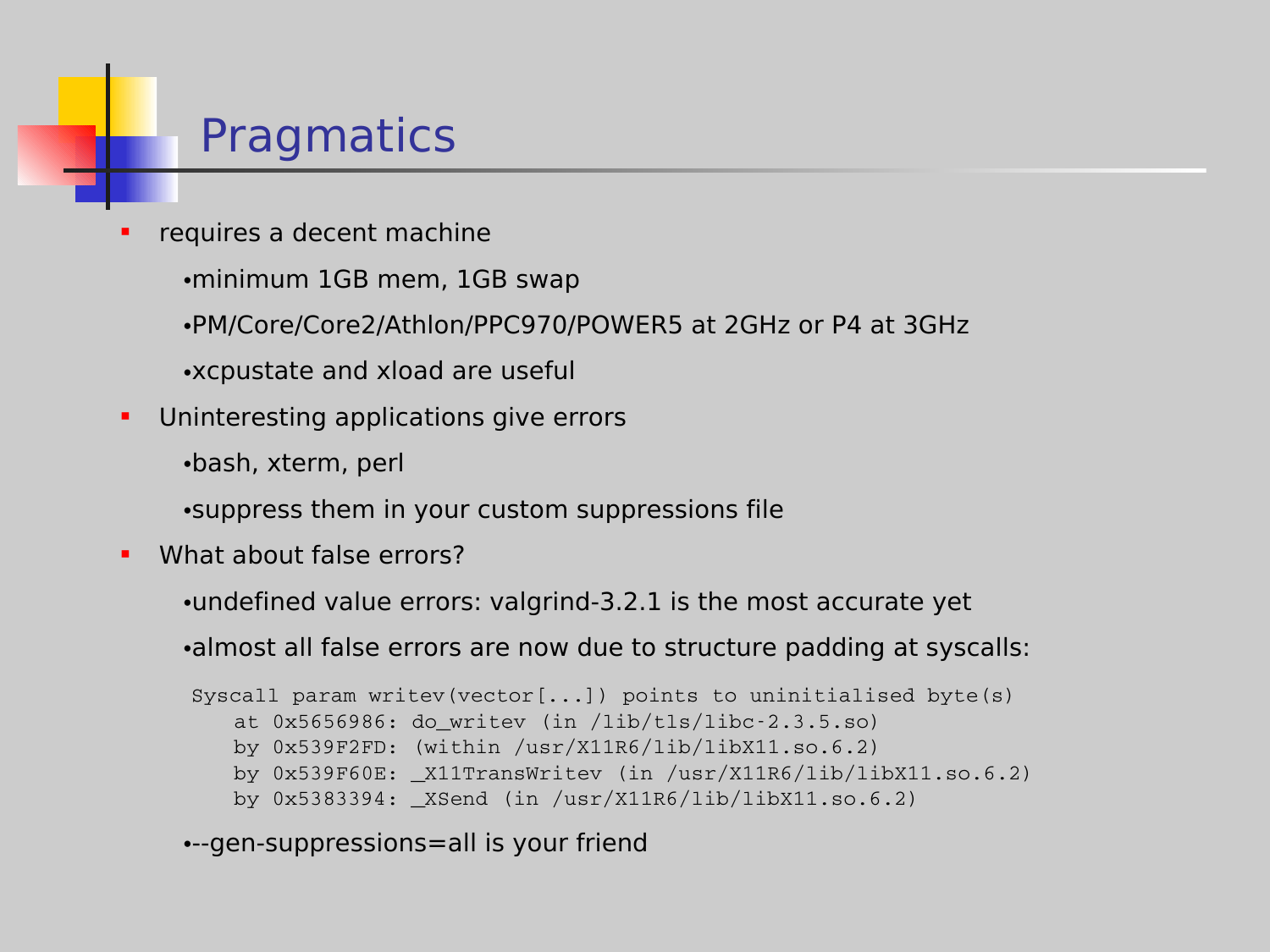# Pragmatics

- requires a decent machine
  - minimum 1GB mem, 1GB swap
  - PM/Core/Core2/Athlon/PPC970/POWER5 at 2GHz or P4 at 3GHz
  - xcpustate and xload are useful
- Uninteresting applications give errors
  - bash, xterm, perl
  - suppress them in your custom suppressions file
- What about false errors?
  - undefined value errors: valgrind-3.2.1 is the most accurate yet
  - almost all false errors are now due to structure padding at syscalls:

```
Syscall param writev(vector[...]) points to uninitialised byte(s)
    at 0x5656986: do_writev (in /lib/tls/libc-2.3.5.so)
    by 0x539F2FD: (within /usr/X11R6/lib/libX11.so.6.2)
    by 0x539F60E: _X11TransWritev (in /usr/X11R6/lib/libX11.so.6.2)
    by 0x5383394: _XSend (in /usr/X11R6/lib/libX11.so.6.2)
```

  - --gen-suppressions=all is your friend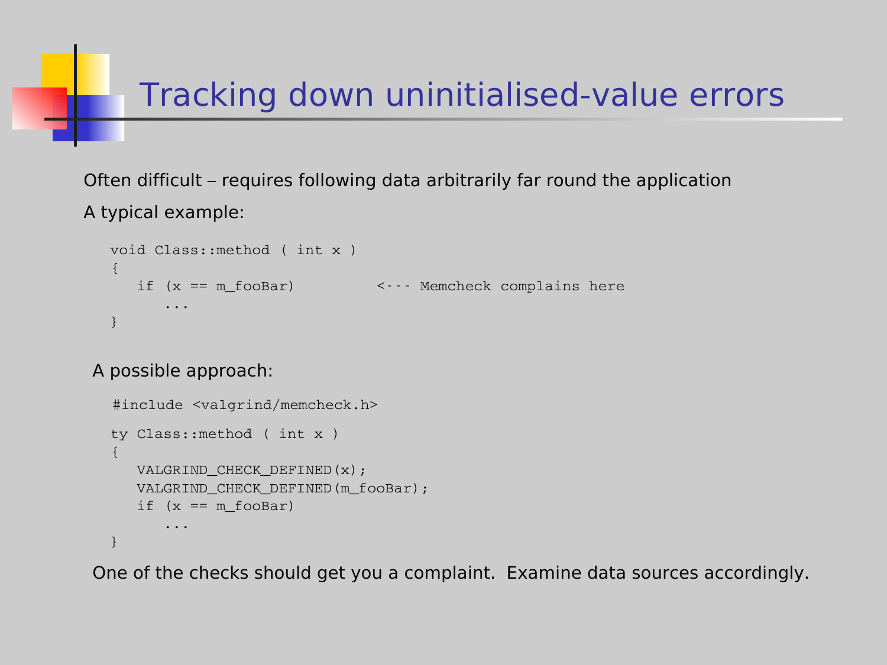# Tracking down uninitialised-value errors

Often difficult – requires following data arbitrarily far round the application

A typical example:

```
void Class::method ( int x )
{
   if (x == m_fooBar)          <--- Memcheck complains here
      ...
}
```

A possible approach:

```
#include <valgrind/memcheck.h>

ty Class::method ( int x )
{
   VALGRIND_CHECK_DEFINED(x);
   VALGRIND_CHECK_DEFINED(m_fooBar);
   if (x == m_fooBar)
      ...
}
```

One of the checks should get you a complaint. Examine data sources accordingly.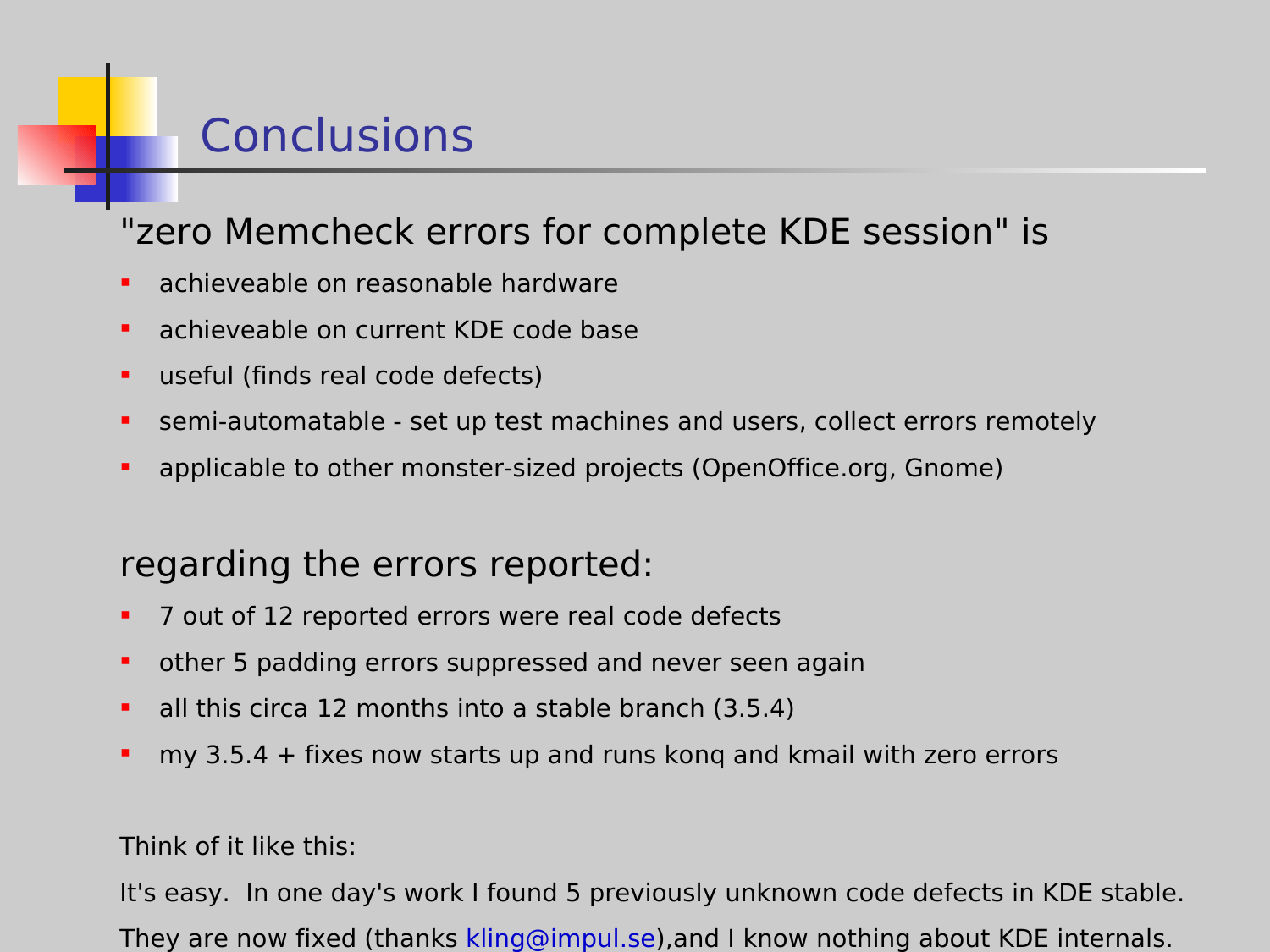# Conclusions

"zero Memcheck errors for complete KDE session" is

- achieveable on reasonable hardware
- achieveable on current KDE code base
- useful (finds real code defects)
- semi-automatable - set up test machines and users, collect errors remotely
- applicable to other monster-sized projects (OpenOffice.org, Gnome)

regarding the errors reported:

- 7 out of 12 reported errors were real code defects
- other 5 padding errors suppressed and never seen again
- all this circa 12 months into a stable branch (3.5.4)
- my 3.5.4 + fixes now starts up and runs konq and kmail with zero errors

Think of it like this:

It's easy. In one day's work I found 5 previously unknown code defects in KDE stable.

They are now fixed (thanks kling@impul.se),and I know nothing about KDE internals.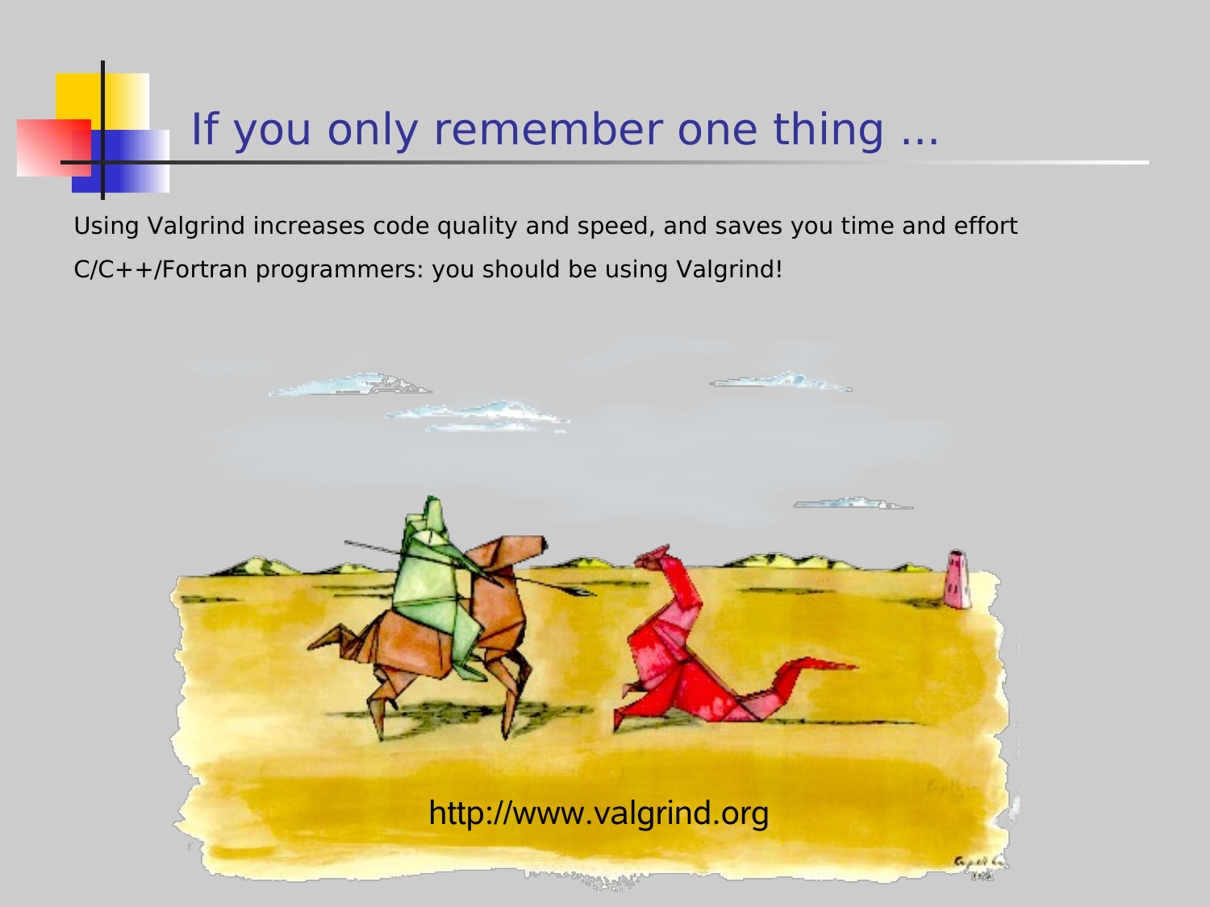# If you only remember one thing ...

Using Valgrind increases code quality and speed, and saves you time and effort

C/C++/Fortran programmers: you should be using Valgrind!

http://www.valgrind.org